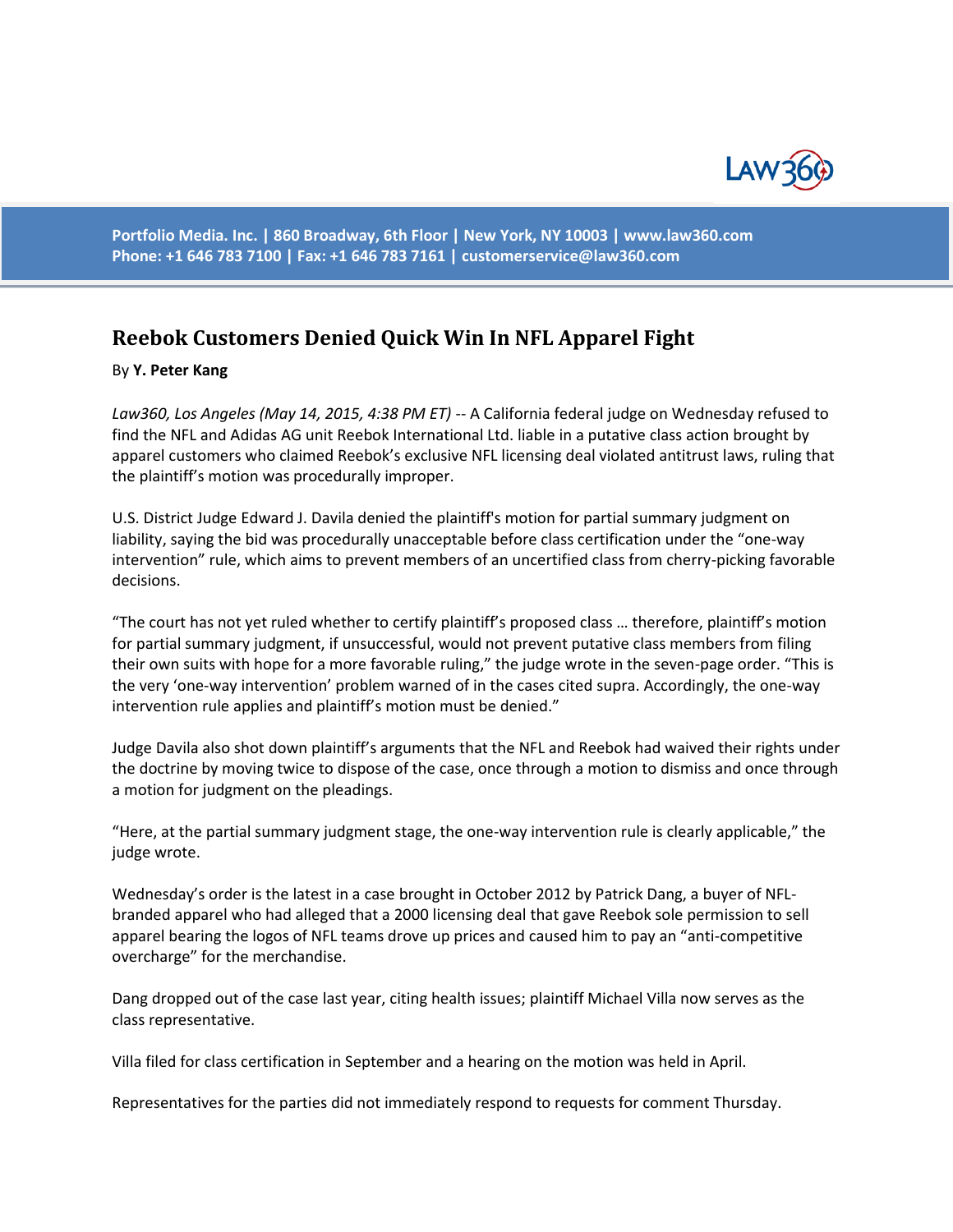Portfolio Media. Inc. | 860 Broadway, 6th Floor | New York, NY 10003 | www.law360.com
Phone: +1 646 783 7100 | Fax: +1 646 783 7161 | customerservice@law360.com

# Reebok Customers Denied Quick Win In NFL Apparel Fight

By **Y. Peter Kang**

*Law360, Los Angeles (May 14, 2015, 4:38 PM ET)* -- A California federal judge on Wednesday refused to find the NFL and Adidas AG unit Reebok International Ltd. liable in a putative class action brought by apparel customers who claimed Reebok's exclusive NFL licensing deal violated antitrust laws, ruling that the plaintiff's motion was procedurally improper.

U.S. District Judge Edward J. Davila denied the plaintiff's motion for partial summary judgment on liability, saying the bid was procedurally unacceptable before class certification under the "one-way intervention" rule, which aims to prevent members of an uncertified class from cherry-picking favorable decisions.

"The court has not yet ruled whether to certify plaintiff's proposed class … therefore, plaintiff's motion for partial summary judgment, if unsuccessful, would not prevent putative class members from filing their own suits with hope for a more favorable ruling," the judge wrote in the seven-page order. "This is the very 'one-way intervention' problem warned of in the cases cited supra. Accordingly, the one-way intervention rule applies and plaintiff's motion must be denied."

Judge Davila also shot down plaintiff's arguments that the NFL and Reebok had waived their rights under the doctrine by moving twice to dispose of the case, once through a motion to dismiss and once through a motion for judgment on the pleadings.

"Here, at the partial summary judgment stage, the one-way intervention rule is clearly applicable," the judge wrote.

Wednesday's order is the latest in a case brought in October 2012 by Patrick Dang, a buyer of NFL-branded apparel who had alleged that a 2000 licensing deal that gave Reebok sole permission to sell apparel bearing the logos of NFL teams drove up prices and caused him to pay an "anti-competitive overcharge" for the merchandise.

Dang dropped out of the case last year, citing health issues; plaintiff Michael Villa now serves as the class representative.

Villa filed for class certification in September and a hearing on the motion was held in April.

Representatives for the parties did not immediately respond to requests for comment Thursday.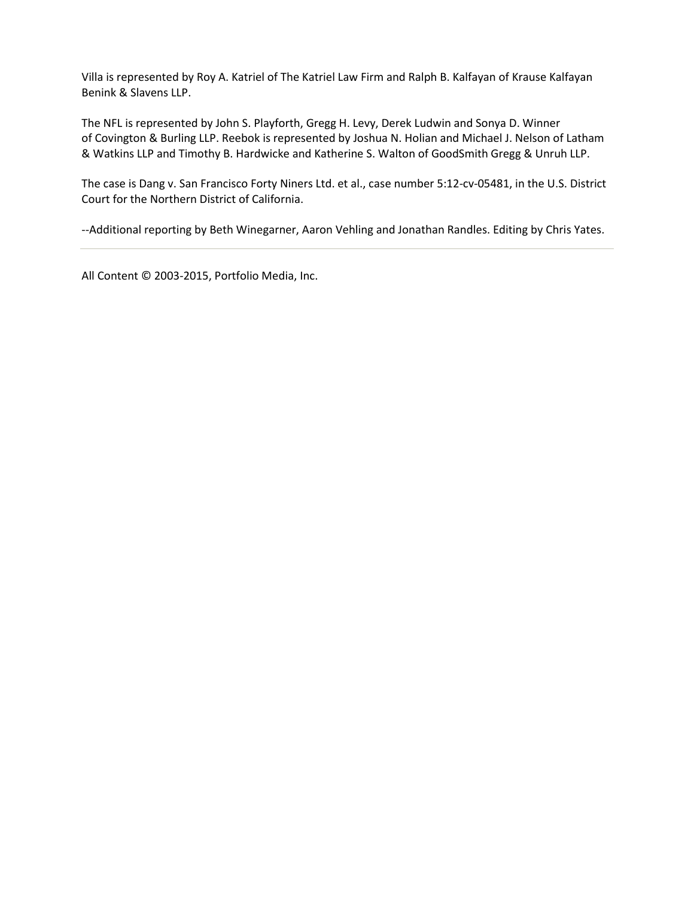Villa is represented by Roy A. Katriel of The Katriel Law Firm and Ralph B. Kalfayan of Krause Kalfayan Benink & Slavens LLP.

The NFL is represented by John S. Playforth, Gregg H. Levy, Derek Ludwin and Sonya D. Winner of Covington & Burling LLP. Reebok is represented by Joshua N. Holian and Michael J. Nelson of Latham & Watkins LLP and Timothy B. Hardwicke and Katherine S. Walton of GoodSmith Gregg & Unruh LLP.

The case is Dang v. San Francisco Forty Niners Ltd. et al., case number 5:12-cv-05481, in the U.S. District Court for the Northern District of California.

--Additional reporting by Beth Winegarner, Aaron Vehling and Jonathan Randles. Editing by Chris Yates.

---

All Content © 2003-2015, Portfolio Media, Inc.